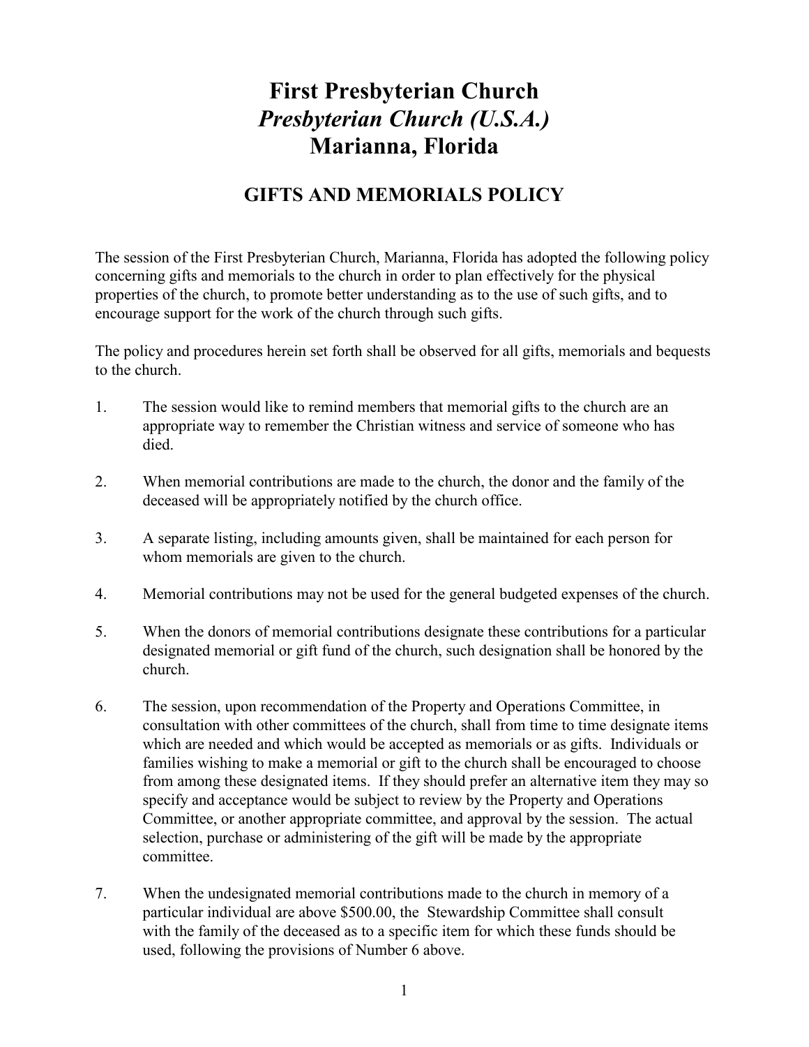# First Presbyterian Church
# *Presbyterian Church (U.S.A.)*
# Marianna, Florida

## GIFTS AND MEMORIALS POLICY

The session of the First Presbyterian Church, Marianna, Florida has adopted the following policy concerning gifts and memorials to the church in order to plan effectively for the physical properties of the church, to promote better understanding as to the use of such gifts, and to encourage support for the work of the church through such gifts.

The policy and procedures herein set forth shall be observed for all gifts, memorials and bequests to the church.

1. The session would like to remind members that memorial gifts to the church are an appropriate way to remember the Christian witness and service of someone who has died.

2. When memorial contributions are made to the church, the donor and the family of the deceased will be appropriately notified by the church office.

3. A separate listing, including amounts given, shall be maintained for each person for whom memorials are given to the church.

4. Memorial contributions may not be used for the general budgeted expenses of the church.

5. When the donors of memorial contributions designate these contributions for a particular designated memorial or gift fund of the church, such designation shall be honored by the church.

6. The session, upon recommendation of the Property and Operations Committee, in consultation with other committees of the church, shall from time to time designate items which are needed and which would be accepted as memorials or as gifts. Individuals or families wishing to make a memorial or gift to the church shall be encouraged to choose from among these designated items. If they should prefer an alternative item they may so specify and acceptance would be subject to review by the Property and Operations Committee, or another appropriate committee, and approval by the session. The actual selection, purchase or administering of the gift will be made by the appropriate committee.

7. When the undesignated memorial contributions made to the church in memory of a particular individual are above $500.00, the Stewardship Committee shall consult with the family of the deceased as to a specific item for which these funds should be used, following the provisions of Number 6 above.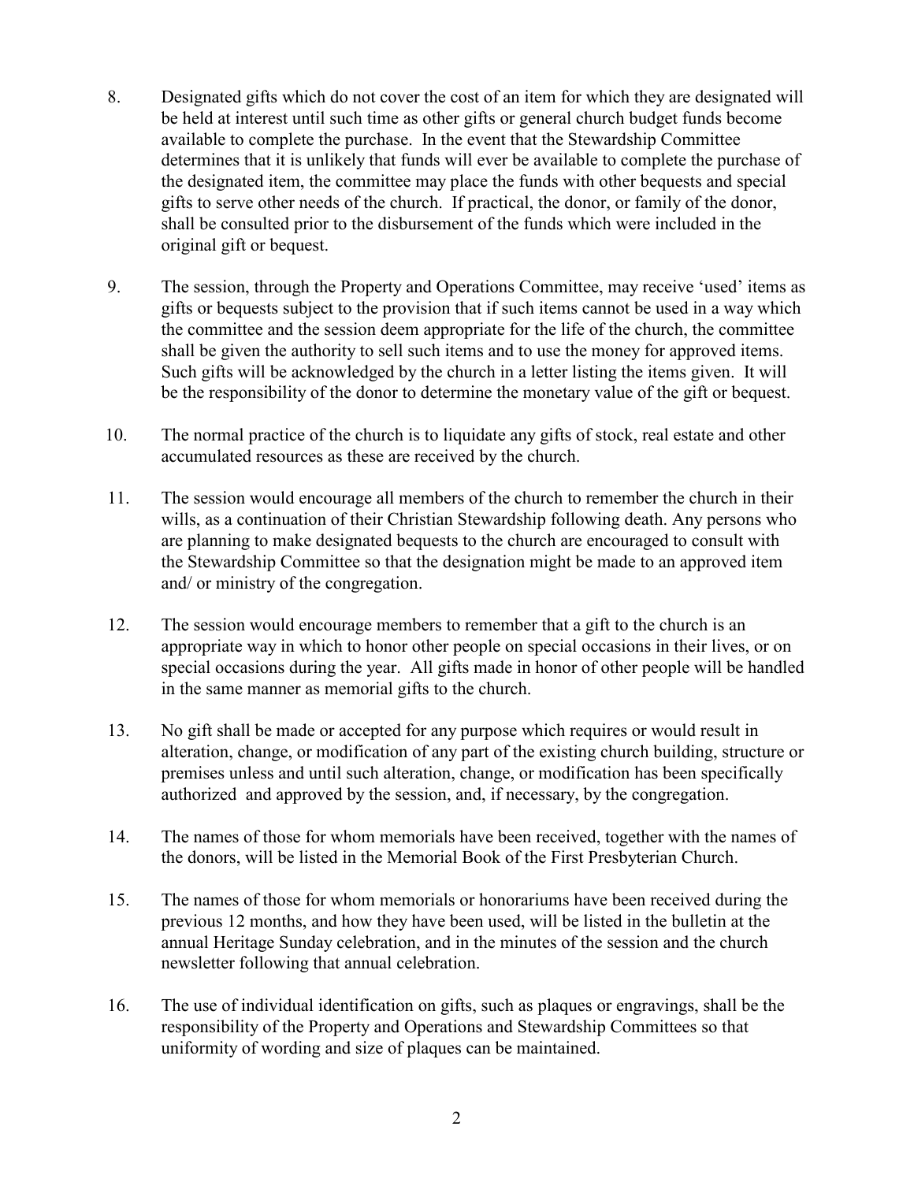8. Designated gifts which do not cover the cost of an item for which they are designated will be held at interest until such time as other gifts or general church budget funds become available to complete the purchase. In the event that the Stewardship Committee determines that it is unlikely that funds will ever be available to complete the purchase of the designated item, the committee may place the funds with other bequests and special gifts to serve other needs of the church. If practical, the donor, or family of the donor, shall be consulted prior to the disbursement of the funds which were included in the original gift or bequest.

9. The session, through the Property and Operations Committee, may receive 'used' items as gifts or bequests subject to the provision that if such items cannot be used in a way which the committee and the session deem appropriate for the life of the church, the committee shall be given the authority to sell such items and to use the money for approved items. Such gifts will be acknowledged by the church in a letter listing the items given. It will be the responsibility of the donor to determine the monetary value of the gift or bequest.

10. The normal practice of the church is to liquidate any gifts of stock, real estate and other accumulated resources as these are received by the church.

11. The session would encourage all members of the church to remember the church in their wills, as a continuation of their Christian Stewardship following death. Any persons who are planning to make designated bequests to the church are encouraged to consult with the Stewardship Committee so that the designation might be made to an approved item and/ or ministry of the congregation.

12. The session would encourage members to remember that a gift to the church is an appropriate way in which to honor other people on special occasions in their lives, or on special occasions during the year. All gifts made in honor of other people will be handled in the same manner as memorial gifts to the church.

13. No gift shall be made or accepted for any purpose which requires or would result in alteration, change, or modification of any part of the existing church building, structure or premises unless and until such alteration, change, or modification has been specifically authorized and approved by the session, and, if necessary, by the congregation.

14. The names of those for whom memorials have been received, together with the names of the donors, will be listed in the Memorial Book of the First Presbyterian Church.

15. The names of those for whom memorials or honorariums have been received during the previous 12 months, and how they have been used, will be listed in the bulletin at the annual Heritage Sunday celebration, and in the minutes of the session and the church newsletter following that annual celebration.

16. The use of individual identification on gifts, such as plaques or engravings, shall be the responsibility of the Property and Operations and Stewardship Committees so that uniformity of wording and size of plaques can be maintained.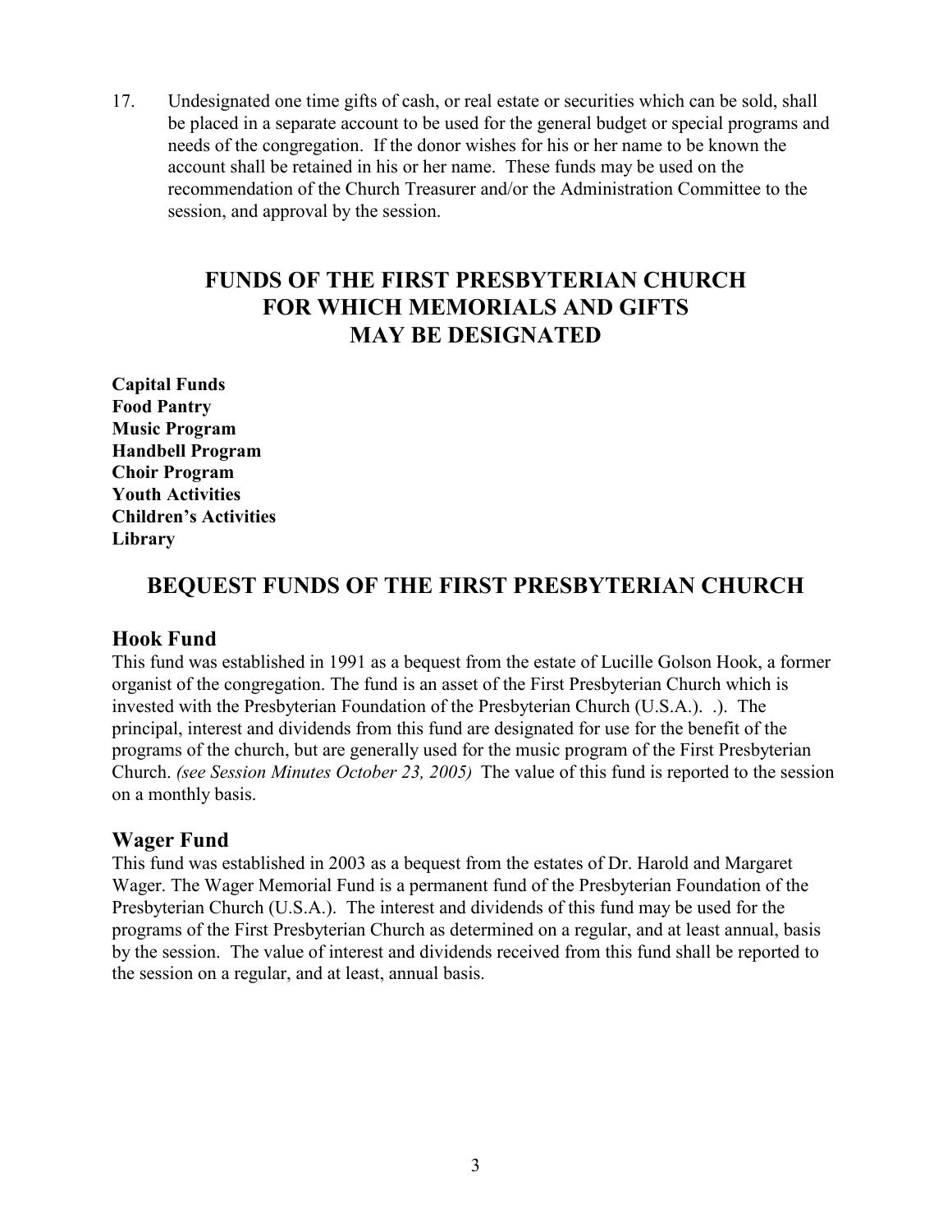17. Undesignated one time gifts of cash, or real estate or securities which can be sold, shall be placed in a separate account to be used for the general budget or special programs and needs of the congregation. If the donor wishes for his or her name to be known the account shall be retained in his or her name. These funds may be used on the recommendation of the Church Treasurer and/or the Administration Committee to the session, and approval by the session.

# FUNDS OF THE FIRST PRESBYTERIAN CHURCH FOR WHICH MEMORIALS AND GIFTS MAY BE DESIGNATED

**Capital Funds**
**Food Pantry**
**Music Program**
**Handbell Program**
**Choir Program**
**Youth Activities**
**Children's Activities**
**Library**

# BEQUEST FUNDS OF THE FIRST PRESBYTERIAN CHURCH

## Hook Fund

This fund was established in 1991 as a bequest from the estate of Lucille Golson Hook, a former organist of the congregation. The fund is an asset of the First Presbyterian Church which is invested with the Presbyterian Foundation of the Presbyterian Church (U.S.A.). .). The principal, interest and dividends from this fund are designated for use for the benefit of the programs of the church, but are generally used for the music program of the First Presbyterian Church. *(see Session Minutes October 23, 2005)* The value of this fund is reported to the session on a monthly basis.

## Wager Fund

This fund was established in 2003 as a bequest from the estates of Dr. Harold and Margaret Wager. The Wager Memorial Fund is a permanent fund of the Presbyterian Foundation of the Presbyterian Church (U.S.A.). The interest and dividends of this fund may be used for the programs of the First Presbyterian Church as determined on a regular, and at least annual, basis by the session. The value of interest and dividends received from this fund shall be reported to the session on a regular, and at least, annual basis.